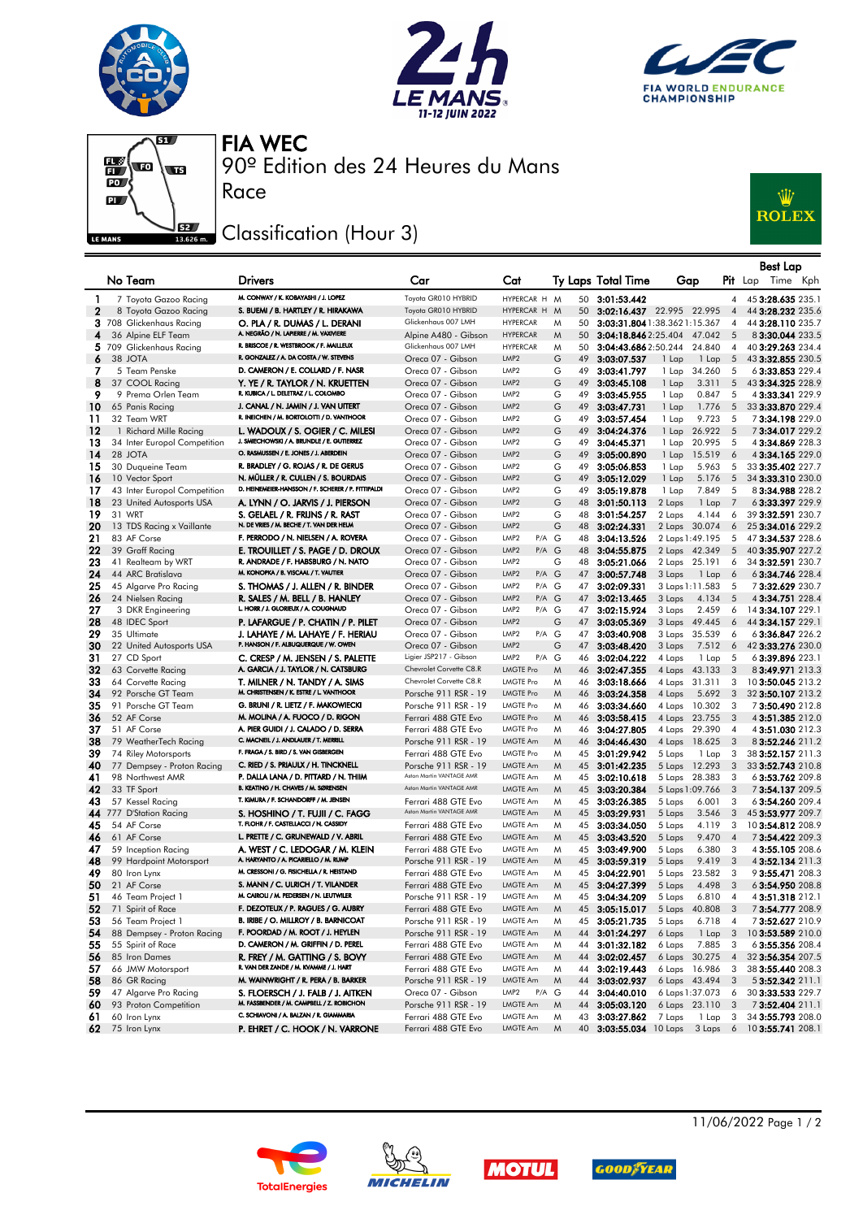# FIA WEC

## 90º Edition des 24 Heures du Mans

### Race

### Classification (Hour 3)

| | No | Team | Drivers | Car | Cat | Ty | Laps | Total Time | Gap | | Pit | Best Lap Lap | Best Lap Time | Best Lap Kph |
|---|---|---|---|---|---|---|---|---|---|---|---|---|---|---|
| 1 | 7 | Toyota Gazoo Racing | M. CONWAY / K. KOBAYASHI / J. LOPEZ | Toyota GR010 HYBRID | HYPERCAR H | M | 50 | 3:01:53.442 | | | 4 | 45 | 3:28.635 | 235.1 |
| 2 | 8 | Toyota Gazoo Racing | S. BUEMI / B. HARTLEY / R. HIRAKAWA | Toyota GR010 HYBRID | HYPERCAR H | M | 50 | 3:02:16.437 | 22.995 | 22.995 | 4 | 44 | 3:28.232 | 235.6 |
| 3 | 708 | Glickenhaus Racing | O. PLA / R. DUMAS / L. DERANI | Glickenhaus 007 LMH | HYPERCAR | M | 50 | 3:03:31.804 | 1:38.362 | 1:15.367 | 4 | 44 | 3:28.110 | 235.7 |
| 4 | 36 | Alpine ELF Team | A. NEGRÃO / N. LAPIERRE / M. VAXIVIERE | Alpine A480 - Gibson | HYPERCAR | M | 50 | 3:04:18.846 | 2:25.404 | 47.042 | 5 | 8 | 3:30.044 | 233.5 |
| 5 | 709 | Glickenhaus Racing | R. BRISCOE / R. WESTBROOK / F. MAILLEUX | Glickenhaus 007 LMH | HYPERCAR | M | 50 | 3:04:43.686 | 2:50.244 | 24.840 | 4 | 40 | 3:29.263 | 234.4 |
| 6 | 38 | JOTA | R. GONZALEZ / A. DA COSTA / W. STEVENS | Oreca 07 - Gibson | LMP2 | G | 49 | 3:03:07.537 | 1 Lap | 1 Lap | 5 | 43 | 3:32.855 | 230.5 |
| 7 | 5 | Team Penske | D. CAMERON / E. COLLARD / F. NASR | Oreca 07 - Gibson | LMP2 | G | 49 | 3:03:41.797 | 1 Lap | 34.260 | 5 | 6 | 3:33.853 | 229.4 |
| 8 | 37 | COOL Racing | Y. YE / R. TAYLOR / N. KRUETTEN | Oreca 07 - Gibson | LMP2 | G | 49 | 3:03:45.108 | 1 Lap | 3.311 | 5 | 43 | 3:34.325 | 228.9 |
| 9 | 9 | Prema Orlen Team | R. KUBICA / L. DELETRAZ / L. COLOMBO | Oreca 07 - Gibson | LMP2 | G | 49 | 3:03:45.955 | 1 Lap | 0.847 | 5 | 4 | 3:33.341 | 229.9 |
| 10 | 65 | Panis Racing | J. CANAL / N. JAMIN / J. VAN UITERT | Oreca 07 - Gibson | LMP2 | G | 49 | 3:03:47.731 | 1 Lap | 1.776 | 5 | 33 | 3:33.870 | 229.4 |
| 11 | 32 | Team WRT | R. INEICHEN / M. BORTOLOTTI / D. VANTHOOR | Oreca 07 - Gibson | LMP2 | G | 49 | 3:03:57.454 | 1 Lap | 9.723 | 5 | 7 | 3:34.198 | 229.0 |
| 12 | 1 | Richard Mille Racing | L. WADOUX / S. OGIER / C. MILESI | Oreca 07 - Gibson | LMP2 | G | 49 | 3:04:24.376 | 1 Lap | 26.922 | 5 | 7 | 3:34.017 | 229.2 |
| 13 | 34 | Inter Europol Competition | J. SMIECHOWSKI / A. BRUNDLE / E. GUTIERREZ | Oreca 07 - Gibson | LMP2 | G | 49 | 3:04:45.371 | 1 Lap | 20.995 | 5 | 4 | 3:34.849 | 228.3 |
| 14 | 28 | JOTA | O. RASMUSSEN / E. JONES / J. ABERDEIN | Oreca 07 - Gibson | LMP2 | G | 49 | 3:05:00.890 | 1 Lap | 15.519 | 6 | 4 | 3:34.165 | 229.0 |
| 15 | 30 | Duqueine Team | R. BRADLEY / G. ROJAS / R. DE GERUS | Oreca 07 - Gibson | LMP2 | G | 49 | 3:05:06.853 | 1 Lap | 5.963 | 5 | 33 | 3:35.402 | 227.7 |
| 16 | 10 | Vector Sport | N. MÜLLER / R. CULLEN / S. BOURDAIS | Oreca 07 - Gibson | LMP2 | G | 49 | 3:05:12.029 | 1 Lap | 5.176 | 5 | 34 | 3:33.310 | 230.0 |
| 17 | 43 | Inter Europol Competition | D. HEINEMEIER-HANSSON / F. SCHERER / P. FITTIPALDI | Oreca 07 - Gibson | LMP2 | G | 49 | 3:05:19.878 | 1 Lap | 7.849 | 5 | 8 | 3:34.988 | 228.2 |
| 18 | 23 | United Autosports USA | A. LYNN / O. JARVIS / J. PIERSON | Oreca 07 - Gibson | LMP2 | G | 48 | 3:01:50.113 | 2 Laps | 1 Lap | 7 | 6 | 3:33.397 | 229.9 |
| 19 | 31 | WRT | S. GELAEL / R. FRIJNS / R. RAST | Oreca 07 - Gibson | LMP2 | G | 48 | 3:01:54.257 | 2 Laps | 4.144 | 6 | 39 | 3:32.591 | 230.7 |
| 20 | 13 | TDS Racing x Vaillante | N. DE VRIES / M. BECHE / T. VAN DER HELM | Oreca 07 - Gibson | LMP2 | G | 48 | 3:02:24.331 | 2 Laps | 30.074 | 6 | 25 | 3:34.016 | 229.2 |
| 21 | 83 | AF Corse | F. PERRODO / N. NIELSEN / A. ROVERA | Oreca 07 - Gibson | LMP2 P/A | G | 48 | 3:04:13.526 | 2 Laps | 1:49.195 | 5 | 47 | 3:34.537 | 228.6 |
| 22 | 39 | Graff Racing | E. TROUILLET / S. PAGE / D. DROUX | Oreca 07 - Gibson | LMP2 P/A | G | 48 | 3:04:55.875 | 2 Laps | 42.349 | 5 | 40 | 3:35.907 | 227.2 |
| 23 | 41 | Realteam by WRT | R. ANDRADE / F. HABSBURG / N. NATO | Oreca 07 - Gibson | LMP2 | G | 48 | 3:05:21.066 | 2 Laps | 25.191 | 6 | 34 | 3:32.591 | 230.7 |
| 24 | 44 | ARC Bratislava | M. KONOPKA / B. VISCAAL / T. VAUTIER | Oreca 07 - Gibson | LMP2 P/A | G | 47 | 3:00:57.748 | 3 Laps | 1 Lap | 6 | 6 | 3:34.746 | 228.4 |
| 25 | 45 | Algarve Pro Racing | S. THOMAS / J. ALLEN / R. BINDER | Oreca 07 - Gibson | LMP2 P/A | G | 47 | 3:02:09.331 | 3 Laps | 1:11.583 | 5 | 7 | 3:32.629 | 230.7 |
| 26 | 24 | Nielsen Racing | R. SALES / M. BELL / B. HANLEY | Oreca 07 - Gibson | LMP2 P/A | G | 47 | 3:02:13.465 | 3 Laps | 4.134 | 5 | 4 | 3:34.751 | 228.4 |
| 27 | 3 | DKR Engineering | L. HORR / J. GLORIEUX / A. COUGNAUD | Oreca 07 - Gibson | LMP2 P/A | G | 47 | 3:02:15.924 | 3 Laps | 2.459 | 6 | 14 | 3:34.107 | 229.1 |
| 28 | 48 | IDEC Sport | P. LAFARGUE / P. CHATIN / P. PILET | Oreca 07 - Gibson | LMP2 | G | 47 | 3:03:05.369 | 3 Laps | 49.445 | 6 | 44 | 3:34.157 | 229.1 |
| 29 | 35 | Ultimate | J. LAHAYE / M. LAHAYE / F. HERIAU | Oreca 07 - Gibson | LMP2 P/A | G | 47 | 3:03:40.908 | 3 Laps | 35.539 | 6 | 6 | 3:36.847 | 226.2 |
| 30 | 22 | United Autosports USA | P. HANSON / F. ALBUQUERQUE / W. OWEN | Oreca 07 - Gibson | LMP2 | G | 47 | 3:03:48.420 | 3 Laps | 7.512 | 6 | 42 | 3:33.276 | 230.0 |
| 31 | 27 | CD Sport | C. CRESP / M. JENSEN / S. PALETTE | Ligier JSP217 - Gibson | LMP2 P/A | G | 46 | 3:02:04.222 | 4 Laps | 1 Lap | 5 | 6 | 3:39.896 | 223.1 |
| 32 | 63 | Corvette Racing | A. GARCIA / J. TAYLOR / N. CATSBURG | Chevrolet Corvette C8.R | LMGTE Pro | M | 46 | 3:02:47.355 | 4 Laps | 43.133 | 3 | 8 | 3:49.971 | 213.3 |
| 33 | 64 | Corvette Racing | T. MILNER / N. TANDY / A. SIMS | Chevrolet Corvette C8.R | LMGTE Pro | M | 46 | 3:03:18.666 | 4 Laps | 31.311 | 3 | 10 | 3:50.045 | 213.2 |
| 34 | 92 | Porsche GT Team | M. CHRISTENSEN / K. ESTRE / L. VANTHOOR | Porsche 911 RSR - 19 | LMGTE Pro | M | 46 | 3:03:24.358 | 4 Laps | 5.692 | 3 | 32 | 3:50.107 | 213.2 |
| 35 | 91 | Porsche GT Team | G. BRUNI / R. LIETZ / F. MAKOWIECKI | Porsche 911 RSR - 19 | LMGTE Pro | M | 46 | 3:03:34.660 | 4 Laps | 10.302 | 3 | 7 | 3:50.490 | 212.8 |
| 36 | 52 | AF Corse | M. MOLINA / A. FUOCO / D. RIGON | Ferrari 488 GTE Evo | LMGTE Pro | M | 46 | 3:03:58.415 | 4 Laps | 23.755 | 3 | 4 | 3:51.385 | 212.0 |
| 37 | 51 | AF Corse | A. PIER GUIDI / J. CALADO / D. SERRA | Ferrari 488 GTE Evo | LMGTE Pro | M | 46 | 3:04:27.805 | 4 Laps | 29.390 | 4 | 3 | 3:51.030 | 212.3 |
| 38 | 79 | WeatherTech Racing | C. MACNEIL / J. ANDLAUER / T. MERRILL | Porsche 911 RSR - 19 | LMGTE Am | M | 46 | 3:04:46.430 | 4 Laps | 18.625 | 3 | 8 | 3:52.246 | 211.2 |
| 39 | 74 | Riley Motorsports | F. FRAGA / S. BIRD / S. VAN GISBERGEN | Ferrari 488 GTE Evo | LMGTE Pro | M | 45 | 3:01:29.942 | 5 Laps | 1 Lap | 3 | 38 | 3:52.157 | 211.3 |
| 40 | 77 | Dempsey - Proton Racing | C. RIED / S. PRIAULX / H. TINCKNELL | Porsche 911 RSR - 19 | LMGTE Am | M | 45 | 3:01:42.235 | 5 Laps | 12.293 | 3 | 33 | 3:52.743 | 210.8 |
| 41 | 98 | Northwest AMR | P. DALLA LANA / D. PITTARD / N. THIIM | Aston Martin VANTAGE AMR | LMGTE Am | M | 45 | 3:02:10.618 | 5 Laps | 28.383 | 3 | 6 | 3:53.762 | 209.8 |
| 42 | 33 | TF Sport | B. KEATING / H. CHAVES / M. SØRENSEN | Aston Martin VANTAGE AMR | LMGTE Am | M | 45 | 3:03:20.384 | 5 Laps | 1:09.766 | 3 | 7 | 3:54.137 | 209.5 |
| 43 | 57 | Kessel Racing | T. KIMURA / F. SCHANDORFF / M. JENSEN | Ferrari 488 GTE Evo | LMGTE Am | M | 45 | 3:03:26.385 | 5 Laps | 6.001 | 3 | 6 | 3:54.260 | 209.4 |
| 44 | 777 | D'Station Racing | S. HOSHINO / T. FUJII / C. FAGG | Aston Martin VANTAGE AMR | LMGTE Am | M | 45 | 3:03:29.931 | 5 Laps | 3.546 | 3 | 45 | 3:53.977 | 209.7 |
| 45 | 54 | AF Corse | T. FLOHR / F. CASTELLACCI / N. CASSIDY | Ferrari 488 GTE Evo | LMGTE Am | M | 45 | 3:03:34.050 | 5 Laps | 4.119 | 3 | 10 | 3:54.812 | 208.9 |
| 46 | 61 | AF Corse | L. PRETTE / C. GRUNEWALD / V. ABRIL | Ferrari 488 GTE Evo | LMGTE Am | M | 45 | 3:03:43.520 | 5 Laps | 9.470 | 4 | 7 | 3:54.422 | 209.3 |
| 47 | 59 | Inception Racing | A. WEST / C. LEDOGAR / M. KLEIN | Ferrari 488 GTE Evo | LMGTE Am | M | 45 | 3:03:49.900 | 5 Laps | 6.380 | 3 | 4 | 3:55.105 | 208.6 |
| 48 | 99 | Hardpoint Motorsport | A. HARYANTO / A. PICARIELLO / M. RUMP | Porsche 911 RSR - 19 | LMGTE Am | M | 45 | 3:03:59.319 | 5 Laps | 9.419 | 3 | 4 | 3:52.134 | 211.3 |
| 49 | 80 | Iron Lynx | M. CRESSONI / G. FISICHELLA / R. HEISTAND | Ferrari 488 GTE Evo | LMGTE Am | M | 45 | 3:04:22.901 | 5 Laps | 23.582 | 3 | 9 | 3:55.471 | 208.3 |
| 50 | 21 | AF Corse | S. MANN / C. ULRICH / T. VILANDER | Ferrari 488 GTE Evo | LMGTE Am | M | 45 | 3:04:27.399 | 5 Laps | 4.498 | 3 | 6 | 3:54.950 | 208.8 |
| 51 | 46 | Team Project 1 | M. CAIROLI / M. PEDERSEN / N. LEUTWILER | Porsche 911 RSR - 19 | LMGTE Am | M | 45 | 3:04:34.209 | 5 Laps | 6.810 | 4 | 4 | 3:51.318 | 212.1 |
| 52 | 71 | Spirit of Race | F. DEZOTEUX / P. RAGUES / G. AUBRY | Ferrari 488 GTE Evo | LMGTE Am | M | 45 | 3:05:15.017 | 5 Laps | 40.808 | 3 | 7 | 3:54.777 | 208.9 |
| 53 | 56 | Team Project 1 | B. IRIBE / O. MILLROY / B. BARNICOAT | Porsche 911 RSR - 19 | LMGTE Am | M | 45 | 3:05:21.735 | 5 Laps | 6.718 | 4 | 7 | 3:52.627 | 210.9 |
| 54 | 88 | Dempsey - Proton Racing | F. POORDAD / M. ROOT / J. HEYLEN | Porsche 911 RSR - 19 | LMGTE Am | M | 44 | 3:01:24.297 | 6 Laps | 1 Lap | 3 | 10 | 3:53.289 | 210.0 |
| 55 | 55 | Spirit of Race | D. CAMERON / M. GRIFFIN / D. PEREL | Ferrari 488 GTE Evo | LMGTE Am | M | 44 | 3:01:32.182 | 6 Laps | 7.885 | 3 | 6 | 3:55.356 | 208.4 |
| 56 | 85 | Iron Dames | R. FREY / M. GATTING / S. BOVY | Ferrari 488 GTE Evo | LMGTE Am | M | 44 | 3:02:02.457 | 6 Laps | 30.275 | 4 | 32 | 3:56.354 | 207.5 |
| 57 | 66 | JMW Motorsport | R. VAN DER ZANDE / M. KVAMME / J. HART | Ferrari 488 GTE Evo | LMGTE Am | M | 44 | 3:02:19.443 | 6 Laps | 16.986 | 3 | 38 | 3:55.440 | 208.3 |
| 58 | 86 | GR Racing | M. WAINWRIGHT / R. PERA / B. BARKER | Porsche 911 RSR - 19 | LMGTE Am | M | 44 | 3:03:02.937 | 6 Laps | 43.494 | 3 | 5 | 3:52.342 | 211.1 |
| 59 | 47 | Algarve Pro Racing | S. FLOERSCH / J. FALB / J. AITKEN | Oreca 07 - Gibson | LMP2 P/A | G | 44 | 3:04:40.010 | 6 Laps | 1:37.073 | 6 | 30 | 3:33.533 | 229.7 |
| 60 | 93 | Proton Competition | M. FASSBENDER / M. CAMPBELL / Z. ROBICHON | Porsche 911 RSR - 19 | LMGTE Am | M | 44 | 3:05:03.120 | 6 Laps | 23.110 | 3 | 7 | 3:52.404 | 211.1 |
| 61 | 60 | Iron Lynx | C. SCHIAVONI / A. BALZAN / R. GIAMMARIA | Ferrari 488 GTE Evo | LMGTE Am | M | 43 | 3:03:27.862 | 7 Laps | 1 Lap | 3 | 34 | 3:55.793 | 208.0 |
| 62 | 75 | Iron Lynx | P. EHRET / C. HOOK / N. VARRONE | Ferrari 488 GTE Evo | LMGTE Am | M | 40 | 3:03:55.034 | 10 Laps | 3 Laps | 6 | 10 | 3:55.741 | 208.1 |

11/06/2022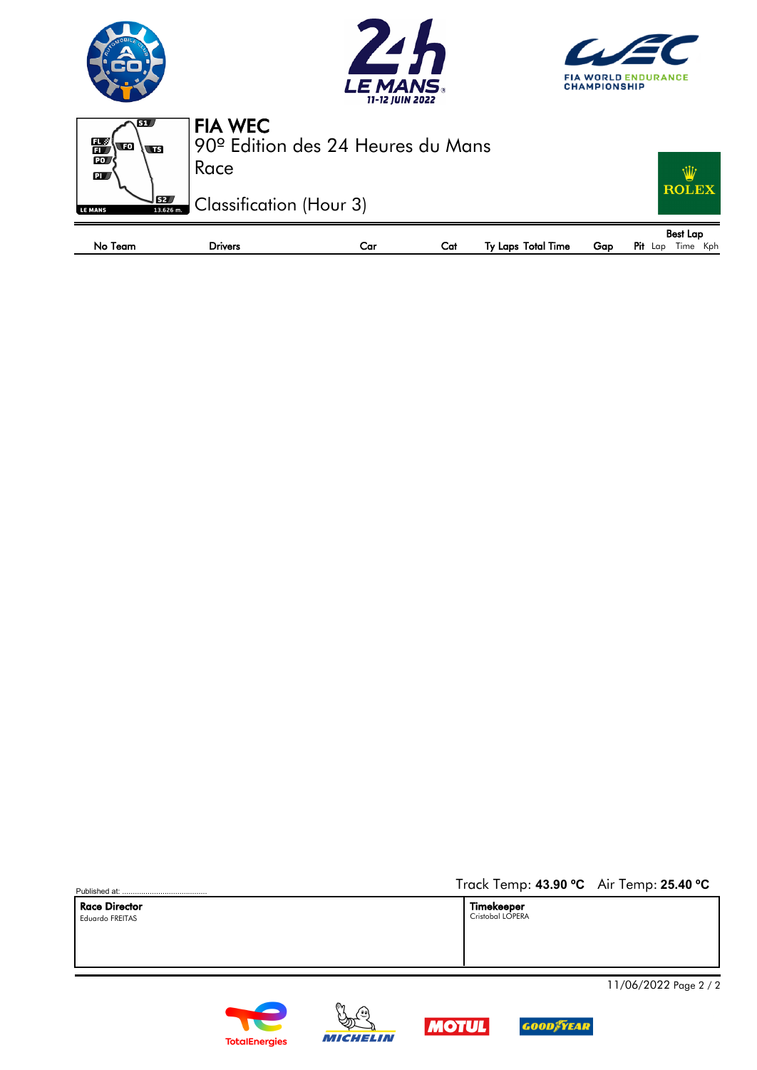# FIA WEC

90º Edition des 24 Heures du Mans

Race

Classification (Hour 3)

| No | Team | Drivers | Car | Cat | Ty | Laps | Total Time | Gap | Pit | Best Lap | | |
|---|---|---|---|---|---|---|---|---|---|---|---|---|
| | | | | | | | | | | Lap | Time | Kph |

Track Temp: **43.90 ºC** Air Temp: **25.40 ºC**

Published at: ........................................

| Race Director | Timekeeper |
|---|---|
| Eduardo FREITAS | Cristobal LOPERA |

11/06/2022